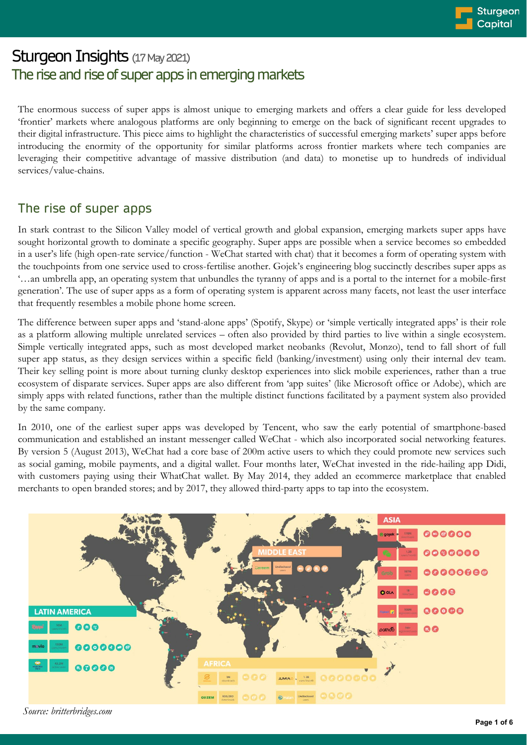# Sturgeon Insights (17 May 2021)

## The rise and rise of super apps in emerging markets

The enormous success of super apps is almost unique to emerging markets and offers a clear guide for less developed 'frontier' markets where analogous platforms are only beginning to emerge on the back of significant recent upgrades to their digital infrastructure. This piece aims to highlight the characteristics of successful emerging markets' super apps before introducing the enormity of the opportunity for similar platforms across frontier markets where tech companies are leveraging their competitive advantage of massive distribution (and data) to monetise up to hundreds of individual services/value-chains.

### The rise of super apps

In stark contrast to the Silicon Valley model of vertical growth and global expansion, emerging markets super apps have sought horizontal growth to dominate a specific geography. Super apps are possible when a service becomes so embedded in a user's life (high open-rate service/function - WeChat started with chat) that it becomes a form of operating system with the touchpoints from one service used to cross-fertilise another. Gojek's engineering blog succinctly describes super apps as '…an umbrella app, an operating system that unbundles the tyranny of apps and is a portal to the internet for a mobile-first generation'. The use of super apps as a form of operating system is apparent across many facets, not least the user interface that frequently resembles a mobile phone home screen.

The difference between super apps and 'stand-alone apps' (Spotify, Skype) or 'simple vertically integrated apps' is their role as a platform allowing multiple unrelated services – often also provided by third parties to live within a single ecosystem. Simple vertically integrated apps, such as most developed market neobanks (Revolut, Monzo), tend to fall short of full super app status, as they design services within a specific field (banking/investment) using only their internal dev team. Their key selling point is more about turning clunky desktop experiences into slick mobile experiences, rather than a true ecosystem of disparate services. Super apps are also different from 'app suites' (like Microsoft office or Adobe), which are simply apps with related functions, rather than the multiple distinct functions facilitated by a payment system also provided by the same company.

In 2010, one of the earliest super apps was developed by Tencent, who saw the early potential of smartphone-based communication and established an instant messenger called WeChat - which also incorporated social networking features. By version 5 (August 2013), WeChat had a core base of 200m active users to which they could promote new services such as social gaming, mobile payments, and a digital wallet. Four months later, WeChat invested in the ride-hailing app Didi, with customers paying using their WhatChat wallet. By May 2014, they added an ecommerce marketplace that enabled merchants to open branded stores; and by 2017, they allowed third-party apps to tap into the ecosystem.

*Source: britterbridges.com*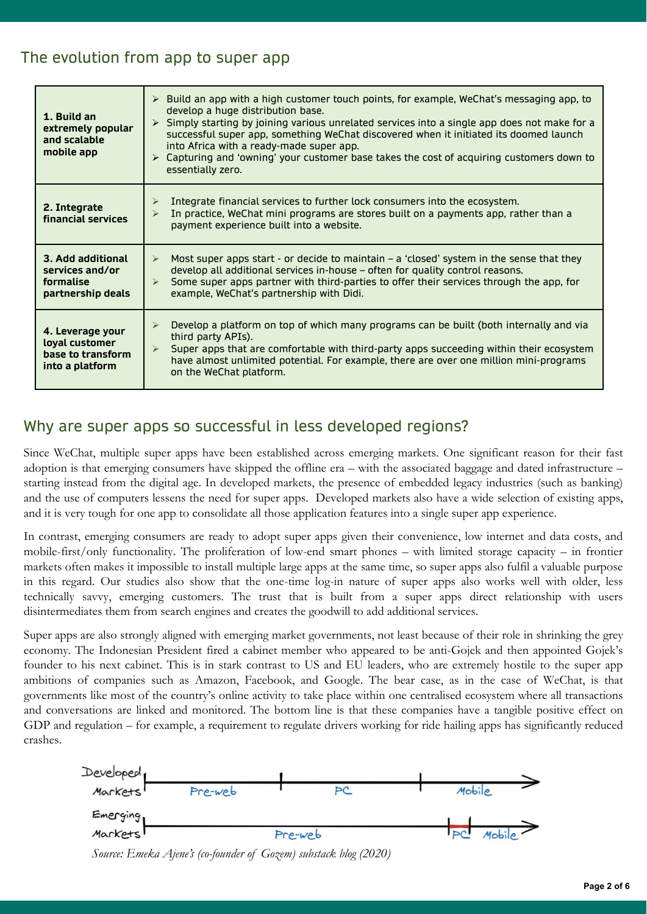## The evolution from app to super app

| | |
|---|---|
| **1. Build an extremely popular and scalable mobile app** | ➢ Build an app with a high customer touch points, for example, WeChat's messaging app, to develop a huge distribution base.<br>➢ Simply starting by joining various unrelated services into a single app does not make for a successful super app, something WeChat discovered when it initiated its doomed launch into Africa with a ready-made super app.<br>➢ Capturing and 'owning' your customer base takes the cost of acquiring customers down to essentially zero. |
| **2. Integrate financial services** | ➢ Integrate financial services to further lock consumers into the ecosystem.<br>➢ In practice, WeChat mini programs are stores built on a payments app, rather than a payment experience built into a website. |
| **3. Add additional services and/or formalise partnership deals** | ➢ Most super apps start - or decide to maintain – a 'closed' system in the sense that they develop all additional services in-house – often for quality control reasons.<br>➢ Some super apps partner with third-parties to offer their services through the app, for example, WeChat's partnership with Didi. |
| **4. Leverage your loyal customer base to transform into a platform** | ➢ Develop a platform on top of which many programs can be built (both internally and via third party APIs).<br>➢ Super apps that are comfortable with third-party apps succeeding within their ecosystem have almost unlimited potential. For example, there are over one million mini-programs on the WeChat platform. |

## Why are super apps so successful in less developed regions?

Since WeChat, multiple super apps have been established across emerging markets. One significant reason for their fast adoption is that emerging consumers have skipped the offline era – with the associated baggage and dated infrastructure – starting instead from the digital age. In developed markets, the presence of embedded legacy industries (such as banking) and the use of computers lessens the need for super apps. Developed markets also have a wide selection of existing apps, and it is very tough for one app to consolidate all those application features into a single super app experience.

In contrast, emerging consumers are ready to adopt super apps given their convenience, low internet and data costs, and mobile-first/only functionality. The proliferation of low-end smart phones – with limited storage capacity – in frontier markets often makes it impossible to install multiple large apps at the same time, so super apps also fulfil a valuable purpose in this regard. Our studies also show that the one-time log-in nature of super apps also works well with older, less technically savvy, emerging customers. The trust that is built from a super apps direct relationship with users disintermediates them from search engines and creates the goodwill to add additional services.

Super apps are also strongly aligned with emerging market governments, not least because of their role in shrinking the grey economy. The Indonesian President fired a cabinet member who appeared to be anti-Gojek and then appointed Gojek's founder to his next cabinet. This is in stark contrast to US and EU leaders, who are extremely hostile to the super app ambitions of companies such as Amazon, Facebook, and Google. The bear case, as in the case of WeChat, is that governments like most of the country's online activity to take place within one centralised ecosystem where all transactions and conversations are linked and monitored. The bottom line is that these companies have a tangible positive effect on GDP and regulation – for example, a requirement to regulate drivers working for ride hailing apps has significantly reduced crashes.

Developed Markets: Pre-web | PC | Mobile

Emerging Markets: Pre-web | PC | Mobile

*Source: Emeka Ajene's (co-founder of Gozem) substack blog (2020)*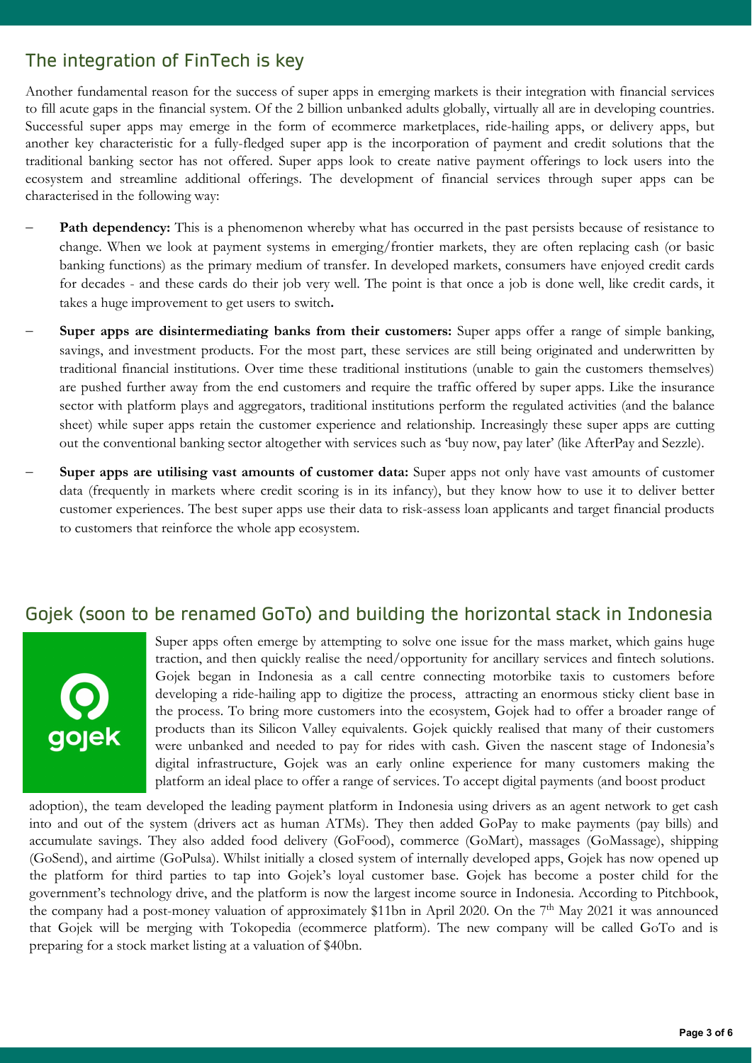## The integration of FinTech is key

Another fundamental reason for the success of super apps in emerging markets is their integration with financial services to fill acute gaps in the financial system. Of the 2 billion unbanked adults globally, virtually all are in developing countries. Successful super apps may emerge in the form of ecommerce marketplaces, ride-hailing apps, or delivery apps, but another key characteristic for a fully-fledged super app is the incorporation of payment and credit solutions that the traditional banking sector has not offered. Super apps look to create native payment offerings to lock users into the ecosystem and streamline additional offerings. The development of financial services through super apps can be characterised in the following way:

- **Path dependency:** This is a phenomenon whereby what has occurred in the past persists because of resistance to change. When we look at payment systems in emerging/frontier markets, they are often replacing cash (or basic banking functions) as the primary medium of transfer. In developed markets, consumers have enjoyed credit cards for decades - and these cards do their job very well. The point is that once a job is done well, like credit cards, it takes a huge improvement to get users to switch.
- **Super apps are disintermediating banks from their customers:** Super apps offer a range of simple banking, savings, and investment products. For the most part, these services are still being originated and underwritten by traditional financial institutions. Over time these traditional institutions (unable to gain the customers themselves) are pushed further away from the end customers and require the traffic offered by super apps. Like the insurance sector with platform plays and aggregators, traditional institutions perform the regulated activities (and the balance sheet) while super apps retain the customer experience and relationship. Increasingly these super apps are cutting out the conventional banking sector altogether with services such as 'buy now, pay later' (like AfterPay and Sezzle).
- **Super apps are utilising vast amounts of customer data:** Super apps not only have vast amounts of customer data (frequently in markets where credit scoring is in its infancy), but they know how to use it to deliver better customer experiences. The best super apps use their data to risk-assess loan applicants and target financial products to customers that reinforce the whole app ecosystem.

## Gojek (soon to be renamed GoTo) and building the horizontal stack in Indonesia

Super apps often emerge by attempting to solve one issue for the mass market, which gains huge traction, and then quickly realise the need/opportunity for ancillary services and fintech solutions. Gojek began in Indonesia as a call centre connecting motorbike taxis to customers before developing a ride-hailing app to digitize the process, attracting an enormous sticky client base in the process. To bring more customers into the ecosystem, Gojek had to offer a broader range of products than its Silicon Valley equivalents. Gojek quickly realised that many of their customers were unbanked and needed to pay for rides with cash. Given the nascent stage of Indonesia's digital infrastructure, Gojek was an early online experience for many customers making the platform an ideal place to offer a range of services. To accept digital payments (and boost product adoption), the team developed the leading payment platform in Indonesia using drivers as an agent network to get cash into and out of the system (drivers act as human ATMs). They then added GoPay to make payments (pay bills) and accumulate savings. They also added food delivery (GoFood), commerce (GoMart), massages (GoMassage), shipping (GoSend), and airtime (GoPulsa). Whilst initially a closed system of internally developed apps, Gojek has now opened up the platform for third parties to tap into Gojek's loyal customer base. Gojek has become a poster child for the government's technology drive, and the platform is now the largest income source in Indonesia. According to Pitchbook, the company had a post-money valuation of approximately $11bn in April 2020. On the 7th May 2021 it was announced that Gojek will be merging with Tokopedia (ecommerce platform). The new company will be called GoTo and is preparing for a stock market listing at a valuation of $40bn.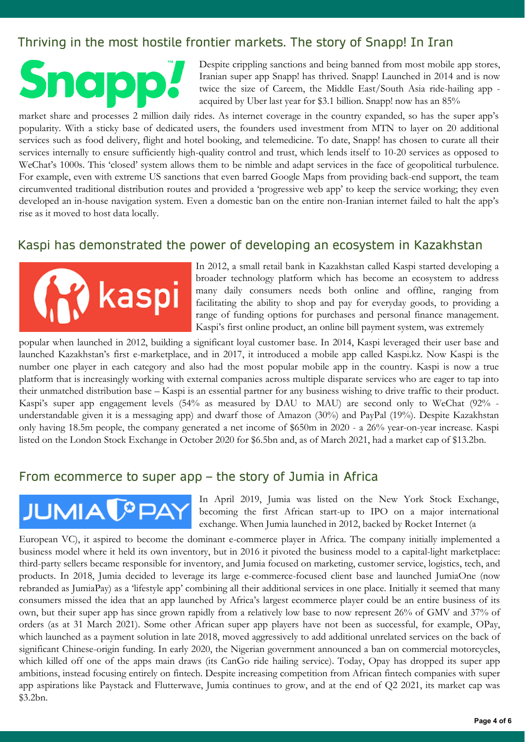## Thriving in the most hostile frontier markets. The story of Snapp! In Iran

Despite crippling sanctions and being banned from most mobile app stores, Iranian super app Snapp! has thrived. Snapp! Launched in 2014 and is now twice the size of Careem, the Middle East/South Asia ride-hailing app - acquired by Uber last year for $3.1 billion. Snapp! now has an 85% market share and processes 2 million daily rides. As internet coverage in the country expanded, so has the super app's popularity. With a sticky base of dedicated users, the founders used investment from MTN to layer on 20 additional services such as food delivery, flight and hotel booking, and telemedicine. To date, Snapp! has chosen to curate all their services internally to ensure sufficiently high-quality control and trust, which lends itself to 10-20 services as opposed to WeChat's 1000s. This 'closed' system allows them to be nimble and adapt services in the face of geopolitical turbulence. For example, even with extreme US sanctions that even barred Google Maps from providing back-end support, the team circumvented traditional distribution routes and provided a 'progressive web app' to keep the service working; they even developed an in-house navigation system. Even a domestic ban on the entire non-Iranian internet failed to halt the app's rise as it moved to host data locally.

## Kaspi has demonstrated the power of developing an ecosystem in Kazakhstan

In 2012, a small retail bank in Kazakhstan called Kaspi started developing a broader technology platform which has become an ecosystem to address many daily consumers needs both online and offline, ranging from facilitating the ability to shop and pay for everyday goods, to providing a range of funding options for purchases and personal finance management. Kaspi's first online product, an online bill payment system, was extremely popular when launched in 2012, building a significant loyal customer base. In 2014, Kaspi leveraged their user base and launched Kazakhstan's first e-marketplace, and in 2017, it introduced a mobile app called Kaspi.kz. Now Kaspi is the number one player in each category and also had the most popular mobile app in the country. Kaspi is now a true platform that is increasingly working with external companies across multiple disparate services who are eager to tap into their unmatched distribution base – Kaspi is an essential partner for any business wishing to drive traffic to their product. Kaspi's super app engagement levels (54% as measured by DAU to MAU) are second only to WeChat (92% - understandable given it is a messaging app) and dwarf those of Amazon (30%) and PayPal (19%). Despite Kazakhstan only having 18.5m people, the company generated a net income of $650m in 2020 - a 26% year-on-year increase. Kaspi listed on the London Stock Exchange in October 2020 for $6.5bn and, as of March 2021, had a market cap of $13.2bn.

## From ecommerce to super app – the story of Jumia in Africa

In April 2019, Jumia was listed on the New York Stock Exchange, becoming the first African start-up to IPO on a major international exchange. When Jumia launched in 2012, backed by Rocket Internet (a European VC), it aspired to become the dominant e-commerce player in Africa. The company initially implemented a business model where it held its own inventory, but in 2016 it pivoted the business model to a capital-light marketplace: third-party sellers became responsible for inventory, and Jumia focused on marketing, customer service, logistics, tech, and products. In 2018, Jumia decided to leverage its large e-commerce-focused client base and launched JumiaOne (now rebranded as JumiaPay) as a 'lifestyle app' combining all their additional services in one place. Initially it seemed that many consumers missed the idea that an app launched by Africa's largest ecommerce player could be an entire business of its own, but their super app has since grown rapidly from a relatively low base to now represent 26% of GMV and 37% of orders (as at 31 March 2021). Some other African super app players have not been as successful, for example, OPay, which launched as a payment solution in late 2018, moved aggressively to add additional unrelated services on the back of significant Chinese-origin funding. In early 2020, the Nigerian government announced a ban on commercial motorcycles, which killed off one of the apps main draws (its CanGo ride hailing service). Today, Opay has dropped its super app ambitions, instead focusing entirely on fintech. Despite increasing competition from African fintech companies with super app aspirations like Paystack and Flutterwave, Jumia continues to grow, and at the end of Q2 2021, its market cap was $3.2bn.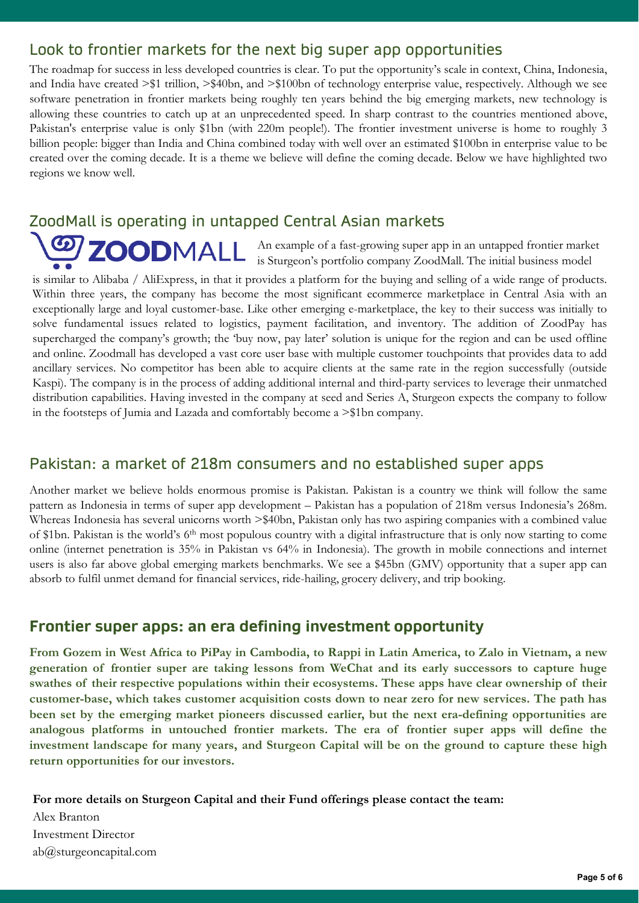## Look to frontier markets for the next big super app opportunities

The roadmap for success in less developed countries is clear. To put the opportunity's scale in context, China, Indonesia, and India have created >$1 trillion, >$40bn, and >$100bn of technology enterprise value, respectively. Although we see software penetration in frontier markets being roughly ten years behind the big emerging markets, new technology is allowing these countries to catch up at an unprecedented speed. In sharp contrast to the countries mentioned above, Pakistan's enterprise value is only $1bn (with 220m people!). The frontier investment universe is home to roughly 3 billion people: bigger than India and China combined today with well over an estimated $100bn in enterprise value to be created over the coming decade. It is a theme we believe will define the coming decade. Below we have highlighted two regions we know well.

## ZoodMall is operating in untapped Central Asian markets

ZOODMALL

An example of a fast-growing super app in an untapped frontier market is Sturgeon's portfolio company ZoodMall. The initial business model is similar to Alibaba / AliExpress, in that it provides a platform for the buying and selling of a wide range of products. Within three years, the company has become the most significant ecommerce marketplace in Central Asia with an exceptionally large and loyal customer-base. Like other emerging e-marketplace, the key to their success was initially to solve fundamental issues related to logistics, payment facilitation, and inventory. The addition of ZoodPay has supercharged the company's growth; the 'buy now, pay later' solution is unique for the region and can be used offline and online. Zoodmall has developed a vast core user base with multiple customer touchpoints that provides data to add ancillary services. No competitor has been able to acquire clients at the same rate in the region successfully (outside Kaspi). The company is in the process of adding additional internal and third-party services to leverage their unmatched distribution capabilities. Having invested in the company at seed and Series A, Sturgeon expects the company to follow in the footsteps of Jumia and Lazada and comfortably become a >$1bn company.

## Pakistan: a market of 218m consumers and no established super apps

Another market we believe holds enormous promise is Pakistan. Pakistan is a country we think will follow the same pattern as Indonesia in terms of super app development – Pakistan has a population of 218m versus Indonesia's 268m. Whereas Indonesia has several unicorns worth >$40bn, Pakistan only has two aspiring companies with a combined value of $1bn. Pakistan is the world's 6th most populous country with a digital infrastructure that is only now starting to come online (internet penetration is 35% in Pakistan vs 64% in Indonesia). The growth in mobile connections and internet users is also far above global emerging markets benchmarks. We see a $45bn (GMV) opportunity that a super app can absorb to fulfil unmet demand for financial services, ride-hailing, grocery delivery, and trip booking.

## Frontier super apps: an era defining investment opportunity

**From Gozem in West Africa to PiPay in Cambodia, to Rappi in Latin America, to Zalo in Vietnam, a new generation of frontier super are taking lessons from WeChat and its early successors to capture huge swathes of their respective populations within their ecosystems. These apps have clear ownership of their customer-base, which takes customer acquisition costs down to near zero for new services. The path has been set by the emerging market pioneers discussed earlier, but the next era-defining opportunities are analogous platforms in untouched frontier markets. The era of frontier super apps will define the investment landscape for many years, and Sturgeon Capital will be on the ground to capture these high return opportunities for our investors.**

**For more details on Sturgeon Capital and their Fund offerings please contact the team:**

Alex Branton
Investment Director
ab@sturgeoncapital.com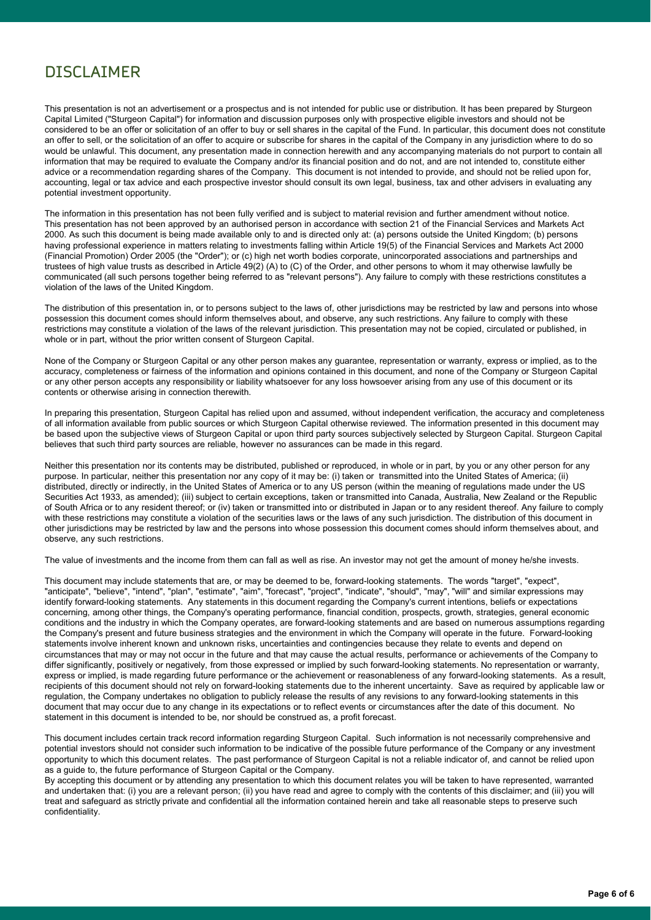# DISCLAIMER

This presentation is not an advertisement or a prospectus and is not intended for public use or distribution. It has been prepared by Sturgeon Capital Limited ("Sturgeon Capital") for information and discussion purposes only with prospective eligible investors and should not be considered to be an offer or solicitation of an offer to buy or sell shares in the capital of the Fund. In particular, this document does not constitute an offer to sell, or the solicitation of an offer to acquire or subscribe for shares in the capital of the Company in any jurisdiction where to do so would be unlawful. This document, any presentation made in connection herewith and any accompanying materials do not purport to contain all information that may be required to evaluate the Company and/or its financial position and do not, and are not intended to, constitute either advice or a recommendation regarding shares of the Company. This document is not intended to provide, and should not be relied upon for, accounting, legal or tax advice and each prospective investor should consult its own legal, business, tax and other advisers in evaluating any potential investment opportunity.

The information in this presentation has not been fully verified and is subject to material revision and further amendment without notice. This presentation has not been approved by an authorised person in accordance with section 21 of the Financial Services and Markets Act 2000. As such this document is being made available only to and is directed only at: (a) persons outside the United Kingdom; (b) persons having professional experience in matters relating to investments falling within Article 19(5) of the Financial Services and Markets Act 2000 (Financial Promotion) Order 2005 (the "Order"); or (c) high net worth bodies corporate, unincorporated associations and partnerships and trustees of high value trusts as described in Article 49(2) (A) to (C) of the Order, and other persons to whom it may otherwise lawfully be communicated (all such persons together being referred to as "relevant persons"). Any failure to comply with these restrictions constitutes a violation of the laws of the United Kingdom.

The distribution of this presentation in, or to persons subject to the laws of, other jurisdictions may be restricted by law and persons into whose possession this document comes should inform themselves about, and observe, any such restrictions. Any failure to comply with these restrictions may constitute a violation of the laws of the relevant jurisdiction. This presentation may not be copied, circulated or published, in whole or in part, without the prior written consent of Sturgeon Capital.

None of the Company or Sturgeon Capital or any other person makes any guarantee, representation or warranty, express or implied, as to the accuracy, completeness or fairness of the information and opinions contained in this document, and none of the Company or Sturgeon Capital or any other person accepts any responsibility or liability whatsoever for any loss howsoever arising from any use of this document or its contents or otherwise arising in connection therewith.

In preparing this presentation, Sturgeon Capital has relied upon and assumed, without independent verification, the accuracy and completeness of all information available from public sources or which Sturgeon Capital otherwise reviewed. The information presented in this document may be based upon the subjective views of Sturgeon Capital or upon third party sources subjectively selected by Sturgeon Capital. Sturgeon Capital believes that such third party sources are reliable, however no assurances can be made in this regard.

Neither this presentation nor its contents may be distributed, published or reproduced, in whole or in part, by you or any other person for any purpose. In particular, neither this presentation nor any copy of it may be: (i) taken or transmitted into the United States of America; (ii) distributed, directly or indirectly, in the United States of America or to any US person (within the meaning of regulations made under the US Securities Act 1933, as amended); (iii) subject to certain exceptions, taken or transmitted into Canada, Australia, New Zealand or the Republic of South Africa or to any resident thereof; or (iv) taken or transmitted into or distributed in Japan or to any resident thereof. Any failure to comply with these restrictions may constitute a violation of the securities laws or the laws of any such jurisdiction. The distribution of this document in other jurisdictions may be restricted by law and the persons into whose possession this document comes should inform themselves about, and observe, any such restrictions.

The value of investments and the income from them can fall as well as rise. An investor may not get the amount of money he/she invests.

This document may include statements that are, or may be deemed to be, forward-looking statements. The words "target", "expect", "anticipate", "believe", "intend", "plan", "estimate", "aim", "forecast", "project", "indicate", "should", "may", "will" and similar expressions may identify forward-looking statements. Any statements in this document regarding the Company's current intentions, beliefs or expectations concerning, among other things, the Company's operating performance, financial condition, prospects, growth, strategies, general economic conditions and the industry in which the Company operates, are forward-looking statements and are based on numerous assumptions regarding the Company's present and future business strategies and the environment in which the Company will operate in the future. Forward-looking statements involve inherent known and unknown risks, uncertainties and contingencies because they relate to events and depend on circumstances that may or may not occur in the future and that may cause the actual results, performance or achievements of the Company to differ significantly, positively or negatively, from those expressed or implied by such forward-looking statements. No representation or warranty, express or implied, is made regarding future performance or the achievement or reasonableness of any forward-looking statements. As a result, recipients of this document should not rely on forward-looking statements due to the inherent uncertainty. Save as required by applicable law or regulation, the Company undertakes no obligation to publicly release the results of any revisions to any forward-looking statements in this document that may occur due to any change in its expectations or to reflect events or circumstances after the date of this document. No statement in this document is intended to be, nor should be construed as, a profit forecast.

This document includes certain track record information regarding Sturgeon Capital. Such information is not necessarily comprehensive and potential investors should not consider such information to be indicative of the possible future performance of the Company or any investment opportunity to which this document relates. The past performance of Sturgeon Capital is not a reliable indicator of, and cannot be relied upon as a guide to, the future performance of Sturgeon Capital or the Company.
By accepting this document or by attending any presentation to which this document relates you will be taken to have represented, warranted and undertaken that: (i) you are a relevant person; (ii) you have read and agree to comply with the contents of this disclaimer; and (iii) you will treat and safeguard as strictly private and confidential all the information contained herein and take all reasonable steps to preserve such confidentiality.